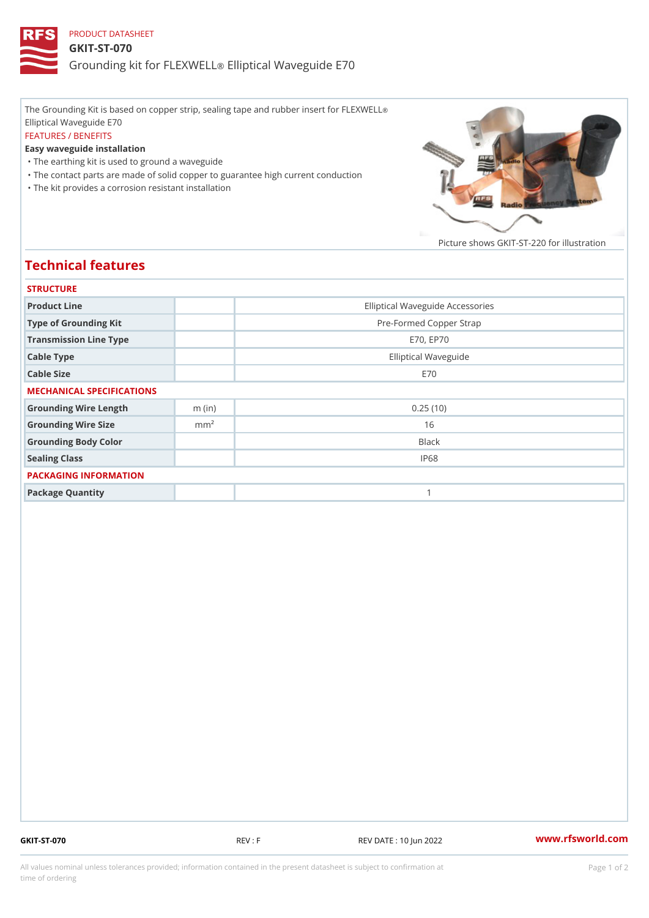PRODUCT DATASHEET

# GKIT-ST-070

## Grounding kit for FLEXWELL® Elliptical Waveguide E70

The Grounding Kit is based on copper strip, sealing tape and rubber insert for FLEXWELL® Elliptical Waveguide E70

FEATURES / BENEFITS

**Easy waveguide installation**

- The earthing kit is used to ground a waveguide
- The contact parts are made of solid copper to guarantee high current conduction
- The kit provides a corrosion resistant installation

Picture shows GKIT-ST-220 for illustration

## Technical features

### STRUCTURE

| | | |
|---|---|---|
| Product Line | | Elliptical Waveguide Accessories |
| Type of Grounding Kit | | Pre-Formed Copper Strap |
| Transmission Line Type | | E70, EP70 |
| Cable Type | | Elliptical Waveguide |
| Cable Size | | E70 |

### MECHANICAL SPECIFICATIONS

| | | |
|---|---|---|
| Grounding Wire Length | m (in) | 0.25 (10) |
| Grounding Wire Size | $mm^2$ | 16 |
| Grounding Body Color | | Black |
| Sealing Class | | IP68 |

### PACKAGING INFORMATION

| | | |
|---|---|---|
| Package Quantity | | 1 |

GKIT-ST-070 REV : F REV DATE : 10 Jun 2022 www.rfsworld.com

All values nominal unless tolerances provided; information contained in the present datasheet is subject to confirmation at time of ordering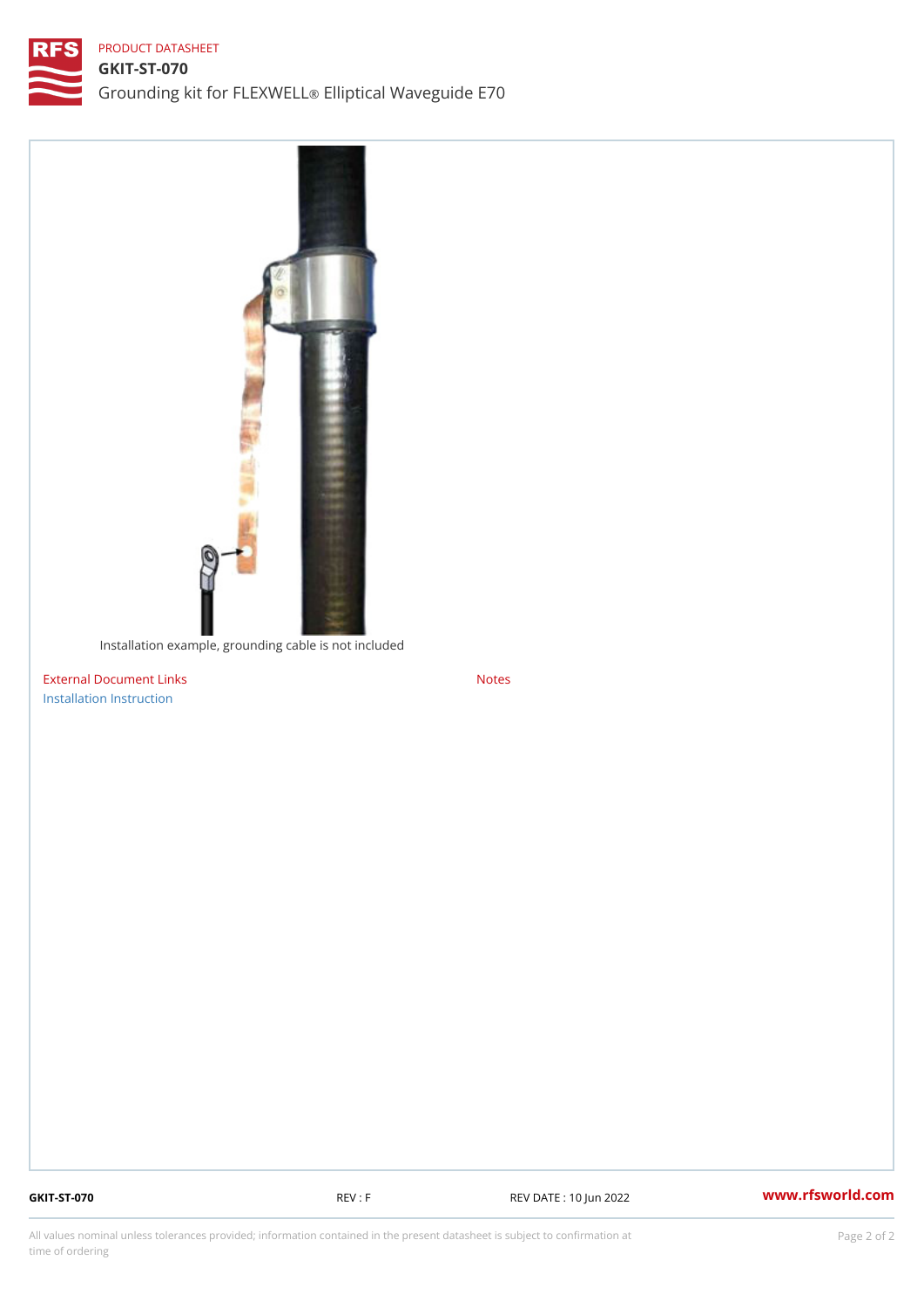Installation example, grounding cable is not included

External Document Links

Installation Instruction

Notes

GKIT-ST-070 REV : F REV DATE : 10 Jun 2022 www.rfsworld.com

All values nominal unless tolerances provided; information contained in the present datasheet is subject to confirmation at time of ordering